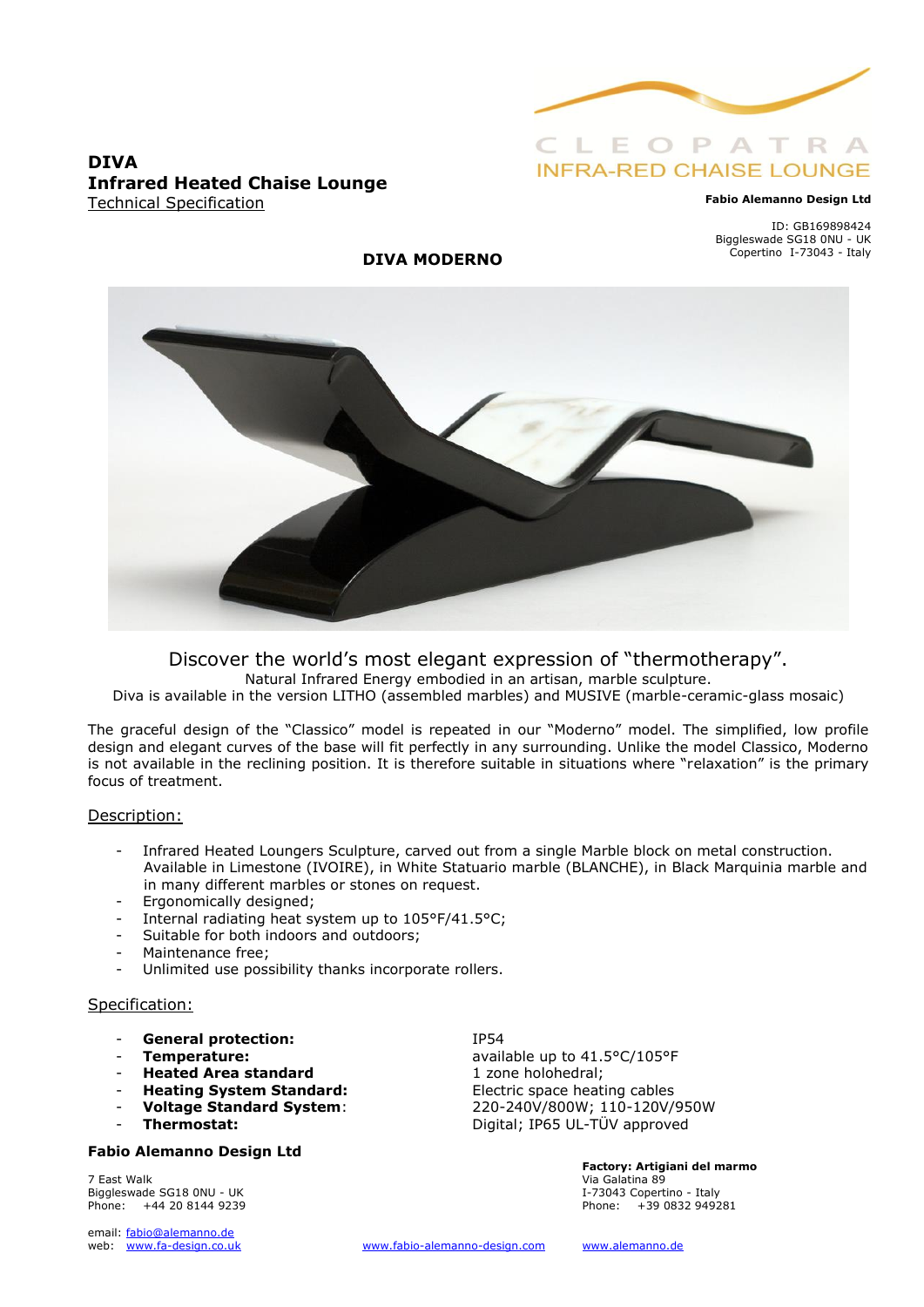# DIVA
## Infrared Heated Chaise Lounge
Technical Specification

CLEOPATRA
INFRA-RED CHAISE LOUNGE

**Fabio Alemanno Design Ltd**

ID: GB169898424
Biggleswade SG18 0NU - UK
Copertino I-73043 - Italy

### DIVA MODERNO

Discover the world's most elegant expression of "thermotherapy".
Natural Infrared Energy embodied in an artisan, marble sculpture.
Diva is available in the version LITHO (assembled marbles) and MUSIVE (marble-ceramic-glass mosaic)

The graceful design of the "Classico" model is repeated in our "Moderno" model. The simplified, low profile design and elegant curves of the base will fit perfectly in any surrounding. Unlike the model Classico, Moderno is not available in the reclining position. It is therefore suitable in situations where "relaxation" is the primary focus of treatment.

Description:

- Infrared Heated Loungers Sculpture, carved out from a single Marble block on metal construction. Available in Limestone (IVOIRE), in White Statuario marble (BLANCHE), in Black Marquinia marble and in many different marbles or stones on request.
- Ergonomically designed;
- Internal radiating heat system up to 105°F/41.5°C;
- Suitable for both indoors and outdoors;
- Maintenance free;
- Unlimited use possibility thanks incorporate rollers.

Specification:

- **General protection:** IP54
- **Temperature:** available up to 41.5°C/105°F
- **Heated Area standard** 1 zone holohedral;
- **Heating System Standard:** Electric space heating cables
- **Voltage Standard System**: 220-240V/800W; 110-120V/950W
- **Thermostat:** Digital; IP65 UL-TÜV approved

**Fabio Alemanno Design Ltd**

7 East Walk
Biggleswade SG18 0NU - UK
Phone: +44 20 8144 9239

email: fabio@alemanno.de
web: www.fa-design.co.uk

**Factory: Artigiani del marmo**
Via Galatina 89
I-73043 Copertino - Italy
Phone: +39 0832 949281

www.fabio-alemanno-design.com www.alemanno.de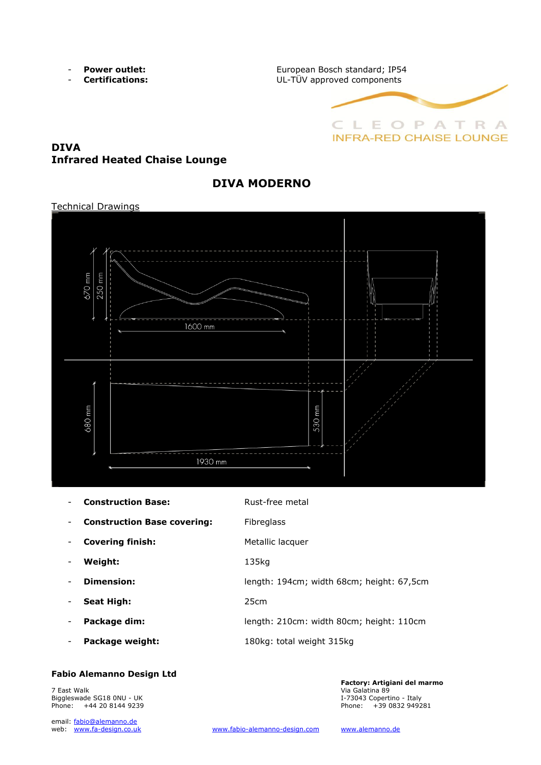- **Power outlet:** European Bosch standard; IP54
- **Certifications:** UL-TÜV approved components

CLEOPATRA
INFRA-RED CHAISE LOUNGE

**DIVA**
**Infrared Heated Chaise Lounge**

## DIVA MODERNO

Technical Drawings

670 mm
250 mm
1600 mm
680 mm
530 mm
1930 mm

- **Construction Base:** Rust-free metal
- **Construction Base covering:** Fibreglass
- **Covering finish:** Metallic lacquer
- **Weight:** 135kg
- **Dimension:** length: 194cm; width 68cm; height: 67,5cm
- **Seat High:** 25cm
- **Package dim:** length: 210cm: width 80cm; height: 110cm
- **Package weight:** 180kg: total weight 315kg

**Fabio Alemanno Design Ltd**

7 East Walk
Biggleswade SG18 0NU - UK
Phone: +44 20 8144 9239

email: fabio@alemanno.de
web: www.fa-design.co.uk www.fabio-alemanno-design.com www.alemanno.de

**Factory: Artigiani del marmo**
Via Galatina 89
I-73043 Copertino - Italy
Phone: +39 0832 949281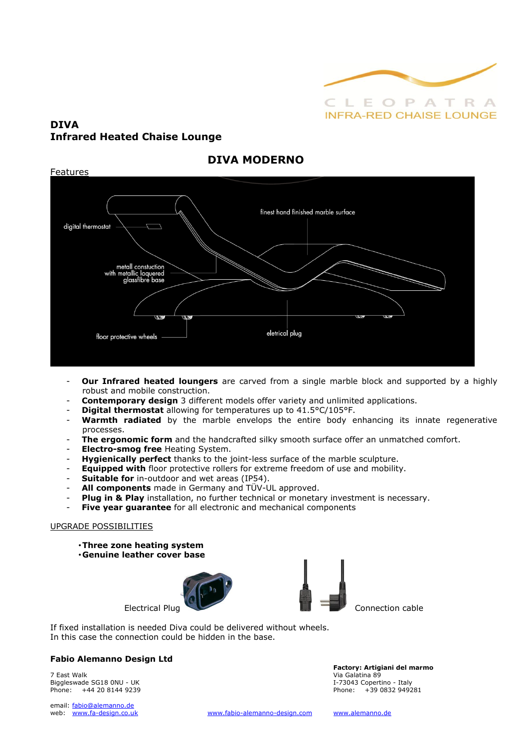CLEOPATRA
INFRA-RED CHAISE LOUNGE

# DIVA
## Infrared Heated Chaise Lounge

## DIVA MODERNO

Features

digital thermostat

finest hand finished marble surface

metall constuction
with metallic laquered
glassfibre base

floor protective wheels

eletrical plug

- **Our Infrared heated loungers** are carved from a single marble block and supported by a highly robust and mobile construction.
- **Contemporary design** 3 different models offer variety and unlimited applications.
- **Digital thermostat** allowing for temperatures up to 41.5°C/105°F.
- **Warmth radiated** by the marble envelops the entire body enhancing its innate regenerative processes.
- **The ergonomic form** and the handcrafted silky smooth surface offer an unmatched comfort.
- **Electro-smog free** Heating System.
- **Hygienically perfect** thanks to the joint-less surface of the marble sculpture.
- **Equipped with** floor protective rollers for extreme freedom of use and mobility.
- **Suitable for** in-outdoor and wet areas (IP54).
- **All components** made in Germany and TÜV-UL approved.
- **Plug in & Play** installation, no further technical or monetary investment is necessary.
- **Five year guarantee** for all electronic and mechanical components

UPGRADE POSSIBILITIES

- **Three zone heating system**
- **Genuine leather cover base**

Electrical Plug

Connection cable

If fixed installation is needed Diva could be delivered without wheels.
In this case the connection could be hidden in the base.

**Fabio Alemanno Design Ltd**

7 East Walk
Biggleswade SG18 0NU - UK
Phone: +44 20 8144 9239

email: fabio@alemanno.de
web: www.fa-design.co.uk

**Factory: Artigiani del marmo**
Via Galatina 89
I-73043 Copertino - Italy
Phone: +39 0832 949281

www.fabio-alemanno-design.com

www.alemanno.de